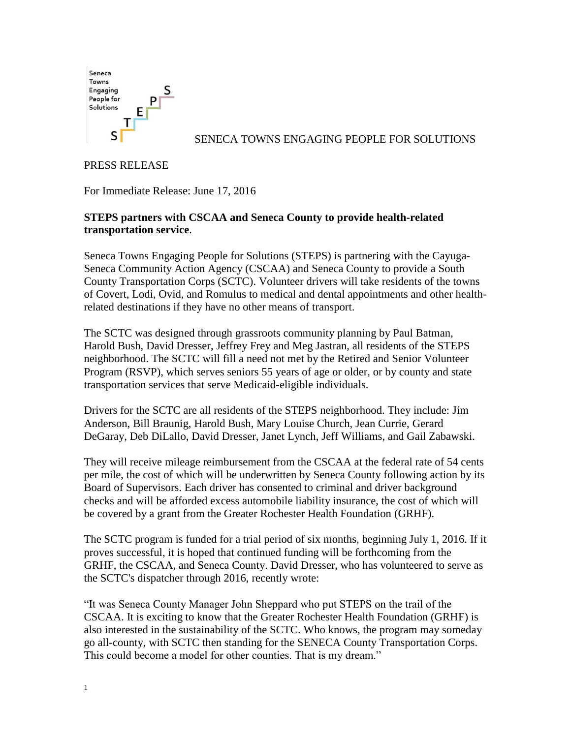Seneca Towns Engaging People for Solutions

SENECA TOWNS ENGAGING PEOPLE FOR SOLUTIONS

PRESS RELEASE

For Immediate Release: June 17, 2016

**STEPS partners with CSCAA and Seneca County to provide health-related transportation service**.

Seneca Towns Engaging People for Solutions (STEPS) is partnering with the Cayuga-Seneca Community Action Agency (CSCAA) and Seneca County to provide a South County Transportation Corps (SCTC). Volunteer drivers will take residents of the towns of Covert, Lodi, Ovid, and Romulus to medical and dental appointments and other health-related destinations if they have no other means of transport.

The SCTC was designed through grassroots community planning by Paul Batman, Harold Bush, David Dresser, Jeffrey Frey and Meg Jastran, all residents of the STEPS neighborhood. The SCTC will fill a need not met by the Retired and Senior Volunteer Program (RSVP), which serves seniors 55 years of age or older, or by county and state transportation services that serve Medicaid-eligible individuals.

Drivers for the SCTC are all residents of the STEPS neighborhood. They include: Jim Anderson, Bill Braunig, Harold Bush, Mary Louise Church, Jean Currie, Gerard DeGaray, Deb DiLallo, David Dresser, Janet Lynch, Jeff Williams, and Gail Zabawski.

They will receive mileage reimbursement from the CSCAA at the federal rate of 54 cents per mile, the cost of which will be underwritten by Seneca County following action by its Board of Supervisors. Each driver has consented to criminal and driver background checks and will be afforded excess automobile liability insurance, the cost of which will be covered by a grant from the Greater Rochester Health Foundation (GRHF).

The SCTC program is funded for a trial period of six months, beginning July 1, 2016. If it proves successful, it is hoped that continued funding will be forthcoming from the GRHF, the CSCAA, and Seneca County. David Dresser, who has volunteered to serve as the SCTC's dispatcher through 2016, recently wrote:

"It was Seneca County Manager John Sheppard who put STEPS on the trail of the CSCAA. It is exciting to know that the Greater Rochester Health Foundation (GRHF) is also interested in the sustainability of the SCTC. Who knows, the program may someday go all-county, with SCTC then standing for the SENECA County Transportation Corps. This could become a model for other counties. That is my dream."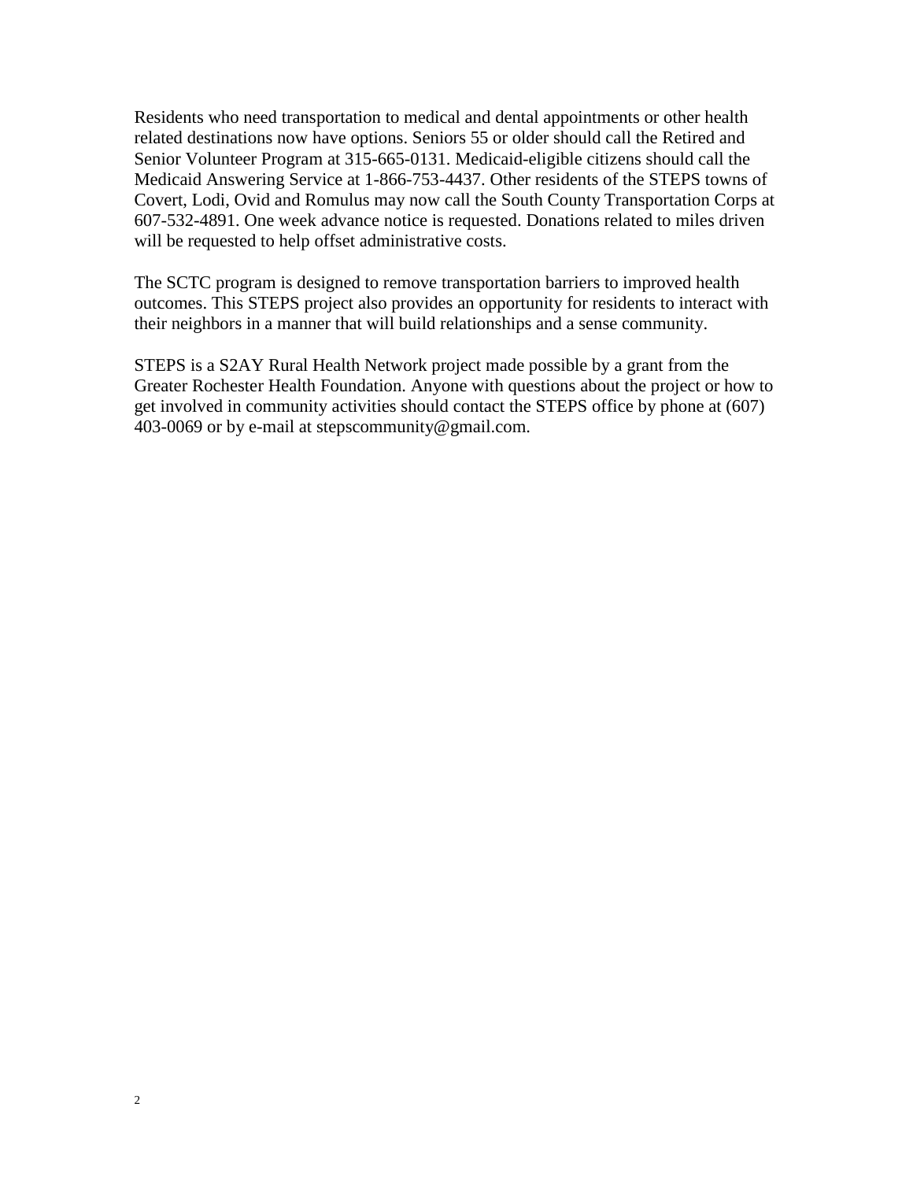Residents who need transportation to medical and dental appointments or other health related destinations now have options. Seniors 55 or older should call the Retired and Senior Volunteer Program at 315-665-0131. Medicaid-eligible citizens should call the Medicaid Answering Service at 1-866-753-4437. Other residents of the STEPS towns of Covert, Lodi, Ovid and Romulus may now call the South County Transportation Corps at 607-532-4891. One week advance notice is requested. Donations related to miles driven will be requested to help offset administrative costs.

The SCTC program is designed to remove transportation barriers to improved health outcomes. This STEPS project also provides an opportunity for residents to interact with their neighbors in a manner that will build relationships and a sense community.

STEPS is a S2AY Rural Health Network project made possible by a grant from the Greater Rochester Health Foundation. Anyone with questions about the project or how to get involved in community activities should contact the STEPS office by phone at (607) 403-0069 or by e-mail at stepscommunity@gmail.com.